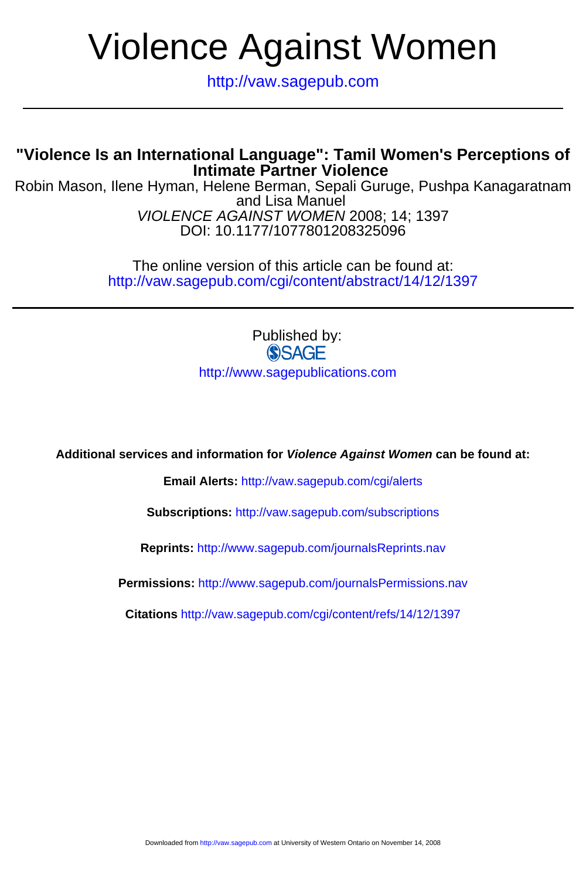# Violence Against Women

http://vaw.sagepub.com

---

## "Violence Is an International Language": Tamil Women's Perceptions of Intimate Partner Violence

Robin Mason, Ilene Hyman, Helene Berman, Sepali Guruge, Pushpa Kanagaratnam and Lisa Manuel

*VIOLENCE AGAINST WOMEN* 2008; 14; 1397

DOI: 10.1177/1077801208325096

The online version of this article can be found at:
http://vaw.sagepub.com/cgi/content/abstract/14/12/1397

---

Published by:

SAGE

http://www.sagepublications.com

**Additional services and information for *Violence Against Women* can be found at:**

**Email Alerts:** http://vaw.sagepub.com/cgi/alerts

**Subscriptions:** http://vaw.sagepub.com/subscriptions

**Reprints:** http://www.sagepub.com/journalsReprints.nav

**Permissions:** http://www.sagepub.com/journalsPermissions.nav

**Citations** http://vaw.sagepub.com/cgi/content/refs/14/12/1397

Downloaded from http://vaw.sagepub.com at University of Western Ontario on November 14, 2008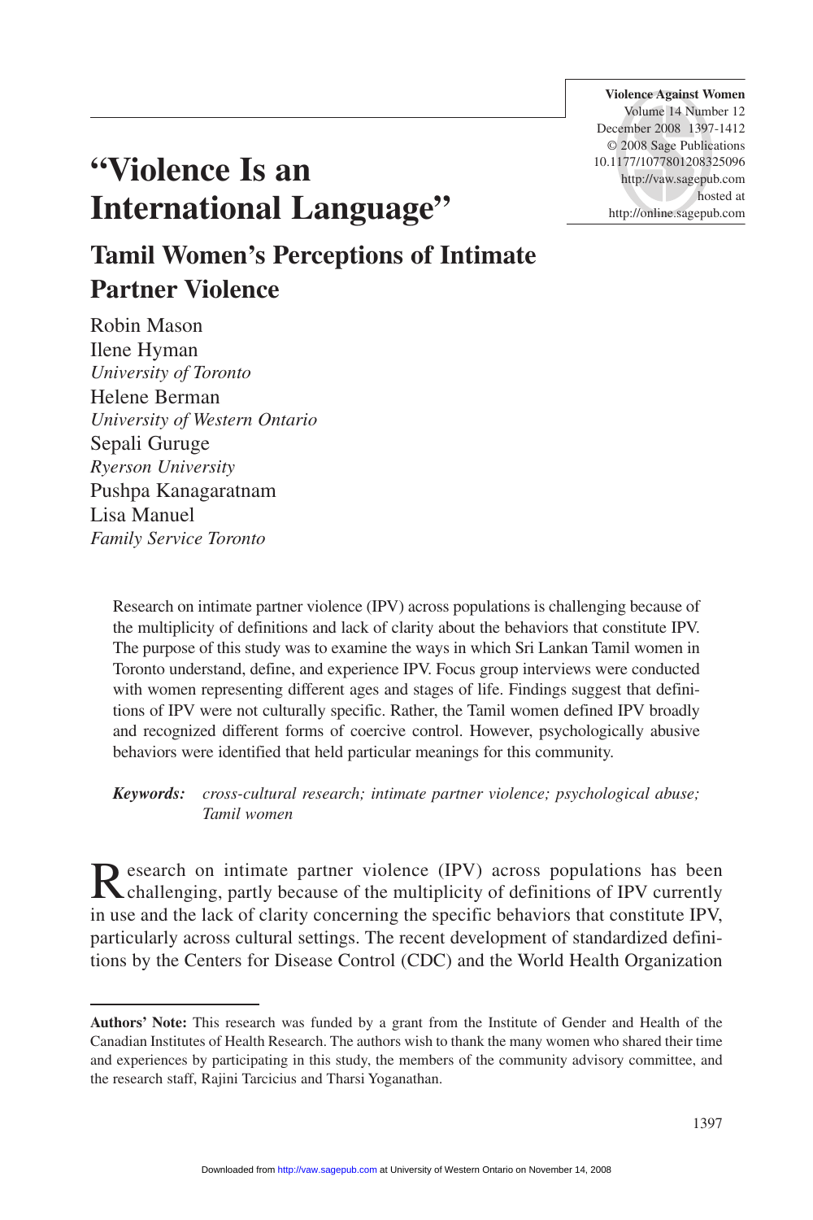# "Violence Is an International Language"

## Tamil Women's Perceptions of Intimate Partner Violence

Robin Mason
Ilene Hyman
*University of Toronto*
Helene Berman
*University of Western Ontario*
Sepali Guruge
*Ryerson University*
Pushpa Kanagaratnam
Lisa Manuel
*Family Service Toronto*

Research on intimate partner violence (IPV) across populations is challenging because of the multiplicity of definitions and lack of clarity about the behaviors that constitute IPV. The purpose of this study was to examine the ways in which Sri Lankan Tamil women in Toronto understand, define, and experience IPV. Focus group interviews were conducted with women representing different ages and stages of life. Findings suggest that definitions of IPV were not culturally specific. Rather, the Tamil women defined IPV broadly and recognized different forms of coercive control. However, psychologically abusive behaviors were identified that held particular meanings for this community.

***Keywords:*** *cross-cultural research; intimate partner violence; psychological abuse; Tamil women*

Research on intimate partner violence (IPV) across populations has been challenging, partly because of the multiplicity of definitions of IPV currently in use and the lack of clarity concerning the specific behaviors that constitute IPV, particularly across cultural settings. The recent development of standardized definitions by the Centers for Disease Control (CDC) and the World Health Organization

**Authors' Note:** This research was funded by a grant from the Institute of Gender and Health of the Canadian Institutes of Health Research. The authors wish to thank the many women who shared their time and experiences by participating in this study, the members of the community advisory committee, and the research staff, Rajini Tarcicius and Tharsi Yoganathan.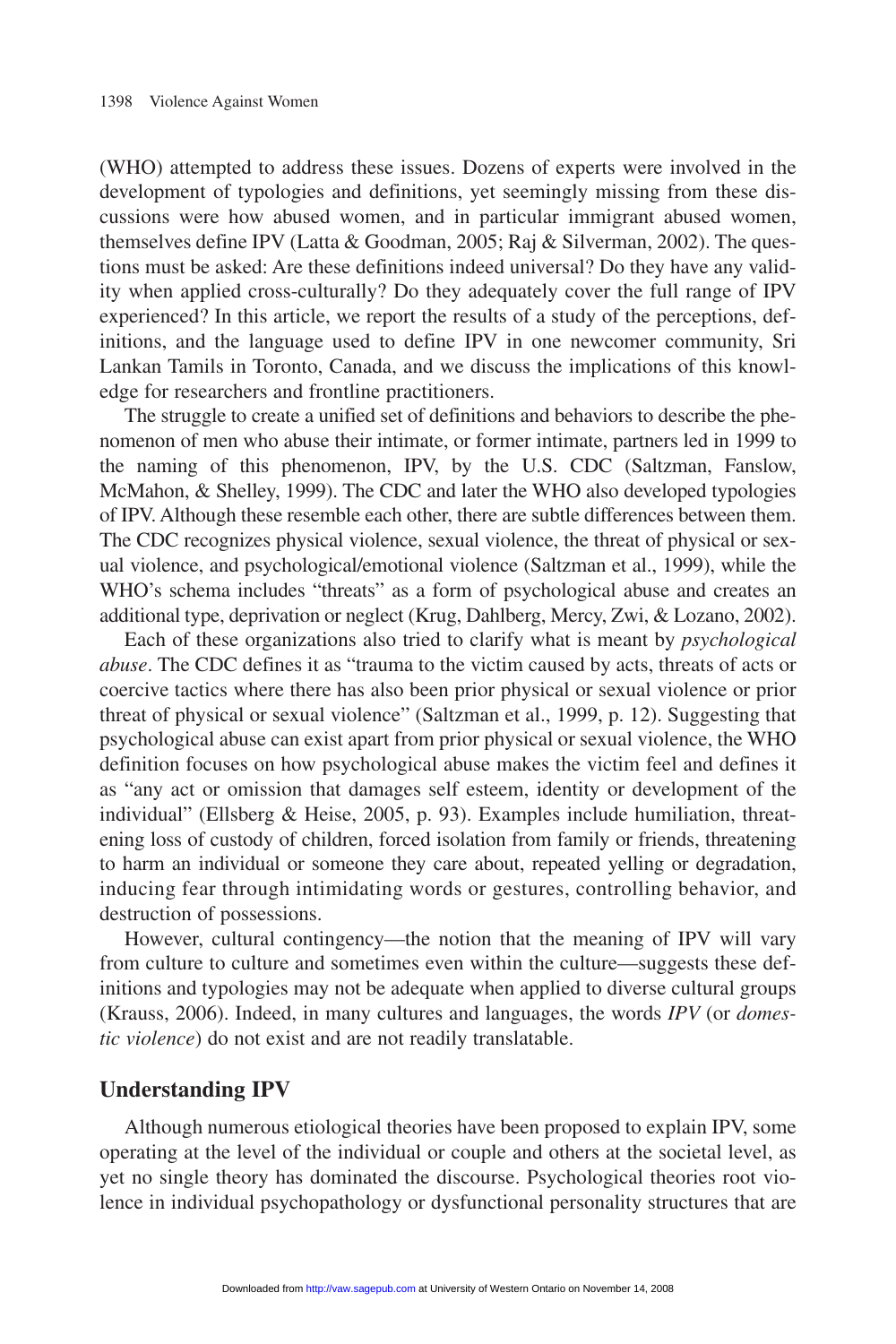(WHO) attempted to address these issues. Dozens of experts were involved in the development of typologies and definitions, yet seemingly missing from these discussions were how abused women, and in particular immigrant abused women, themselves define IPV (Latta & Goodman, 2005; Raj & Silverman, 2002). The questions must be asked: Are these definitions indeed universal? Do they have any validity when applied cross-culturally? Do they adequately cover the full range of IPV experienced? In this article, we report the results of a study of the perceptions, definitions, and the language used to define IPV in one newcomer community, Sri Lankan Tamils in Toronto, Canada, and we discuss the implications of this knowledge for researchers and frontline practitioners.

The struggle to create a unified set of definitions and behaviors to describe the phenomenon of men who abuse their intimate, or former intimate, partners led in 1999 to the naming of this phenomenon, IPV, by the U.S. CDC (Saltzman, Fanslow, McMahon, & Shelley, 1999). The CDC and later the WHO also developed typologies of IPV. Although these resemble each other, there are subtle differences between them. The CDC recognizes physical violence, sexual violence, the threat of physical or sexual violence, and psychological/emotional violence (Saltzman et al., 1999), while the WHO's schema includes "threats" as a form of psychological abuse and creates an additional type, deprivation or neglect (Krug, Dahlberg, Mercy, Zwi, & Lozano, 2002).

Each of these organizations also tried to clarify what is meant by *psychological abuse*. The CDC defines it as "trauma to the victim caused by acts, threats of acts or coercive tactics where there has also been prior physical or sexual violence or prior threat of physical or sexual violence" (Saltzman et al., 1999, p. 12). Suggesting that psychological abuse can exist apart from prior physical or sexual violence, the WHO definition focuses on how psychological abuse makes the victim feel and defines it as "any act or omission that damages self esteem, identity or development of the individual" (Ellsberg & Heise, 2005, p. 93). Examples include humiliation, threatening loss of custody of children, forced isolation from family or friends, threatening to harm an individual or someone they care about, repeated yelling or degradation, inducing fear through intimidating words or gestures, controlling behavior, and destruction of possessions.

However, cultural contingency—the notion that the meaning of IPV will vary from culture to culture and sometimes even within the culture—suggests these definitions and typologies may not be adequate when applied to diverse cultural groups (Krauss, 2006). Indeed, in many cultures and languages, the words *IPV* (or *domestic violence*) do not exist and are not readily translatable.

## Understanding IPV

Although numerous etiological theories have been proposed to explain IPV, some operating at the level of the individual or couple and others at the societal level, as yet no single theory has dominated the discourse. Psychological theories root violence in individual psychopathology or dysfunctional personality structures that are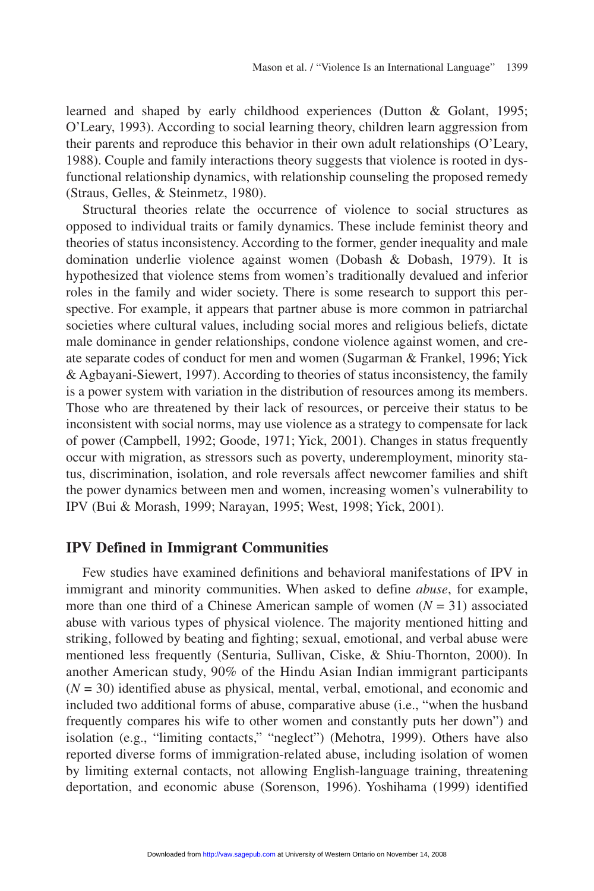learned and shaped by early childhood experiences (Dutton & Golant, 1995; O'Leary, 1993). According to social learning theory, children learn aggression from their parents and reproduce this behavior in their own adult relationships (O'Leary, 1988). Couple and family interactions theory suggests that violence is rooted in dysfunctional relationship dynamics, with relationship counseling the proposed remedy (Straus, Gelles, & Steinmetz, 1980).

Structural theories relate the occurrence of violence to social structures as opposed to individual traits or family dynamics. These include feminist theory and theories of status inconsistency. According to the former, gender inequality and male domination underlie violence against women (Dobash & Dobash, 1979). It is hypothesized that violence stems from women's traditionally devalued and inferior roles in the family and wider society. There is some research to support this perspective. For example, it appears that partner abuse is more common in patriarchal societies where cultural values, including social mores and religious beliefs, dictate male dominance in gender relationships, condone violence against women, and create separate codes of conduct for men and women (Sugarman & Frankel, 1996; Yick & Agbayani-Siewert, 1997). According to theories of status inconsistency, the family is a power system with variation in the distribution of resources among its members. Those who are threatened by their lack of resources, or perceive their status to be inconsistent with social norms, may use violence as a strategy to compensate for lack of power (Campbell, 1992; Goode, 1971; Yick, 2001). Changes in status frequently occur with migration, as stressors such as poverty, underemployment, minority status, discrimination, isolation, and role reversals affect newcomer families and shift the power dynamics between men and women, increasing women's vulnerability to IPV (Bui & Morash, 1999; Narayan, 1995; West, 1998; Yick, 2001).

## IPV Defined in Immigrant Communities

Few studies have examined definitions and behavioral manifestations of IPV in immigrant and minority communities. When asked to define *abuse*, for example, more than one third of a Chinese American sample of women ($N = 31$) associated abuse with various types of physical violence. The majority mentioned hitting and striking, followed by beating and fighting; sexual, emotional, and verbal abuse were mentioned less frequently (Senturia, Sullivan, Ciske, & Shiu-Thornton, 2000). In another American study, 90% of the Hindu Asian Indian immigrant participants ($N = 30$) identified abuse as physical, mental, verbal, emotional, and economic and included two additional forms of abuse, comparative abuse (i.e., "when the husband frequently compares his wife to other women and constantly puts her down") and isolation (e.g., "limiting contacts," "neglect") (Mehotra, 1999). Others have also reported diverse forms of immigration-related abuse, including isolation of women by limiting external contacts, not allowing English-language training, threatening deportation, and economic abuse (Sorenson, 1996). Yoshihama (1999) identified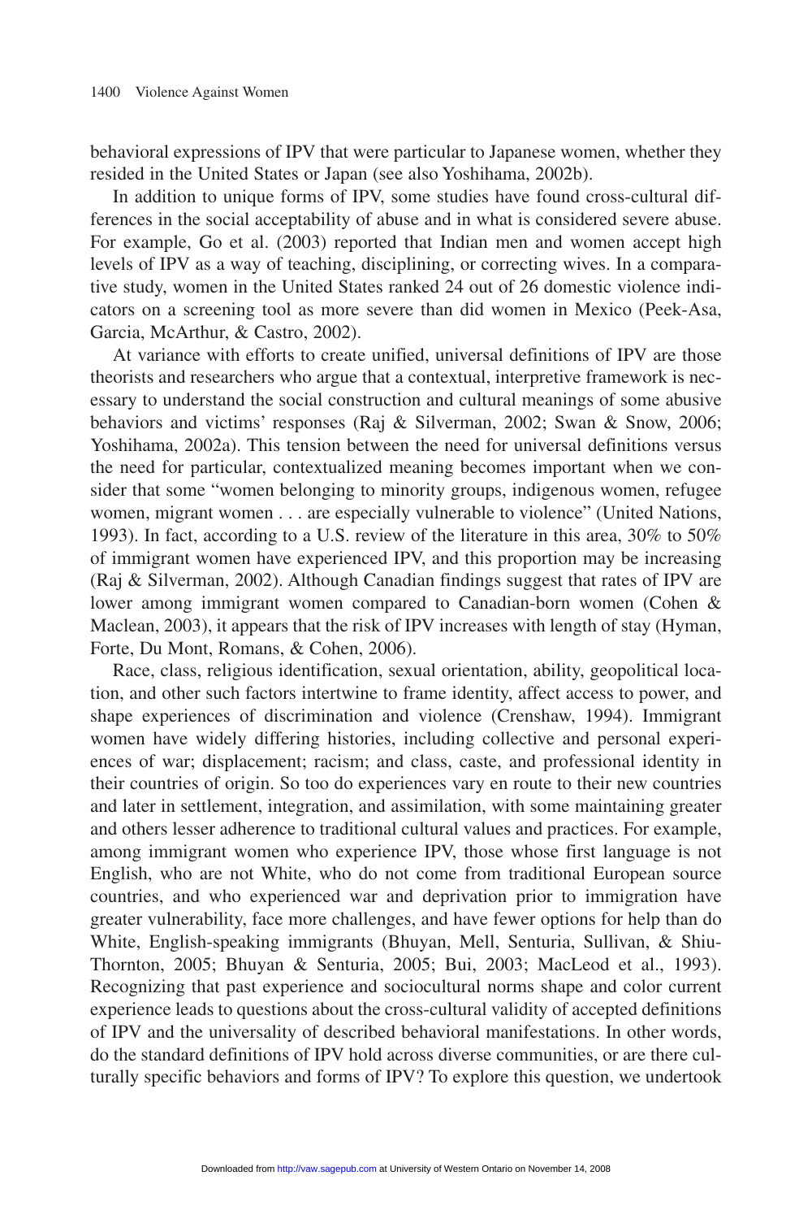behavioral expressions of IPV that were particular to Japanese women, whether they resided in the United States or Japan (see also Yoshihama, 2002b).

In addition to unique forms of IPV, some studies have found cross-cultural differences in the social acceptability of abuse and in what is considered severe abuse. For example, Go et al. (2003) reported that Indian men and women accept high levels of IPV as a way of teaching, disciplining, or correcting wives. In a comparative study, women in the United States ranked 24 out of 26 domestic violence indicators on a screening tool as more severe than did women in Mexico (Peek-Asa, Garcia, McArthur, & Castro, 2002).

At variance with efforts to create unified, universal definitions of IPV are those theorists and researchers who argue that a contextual, interpretive framework is necessary to understand the social construction and cultural meanings of some abusive behaviors and victims' responses (Raj & Silverman, 2002; Swan & Snow, 2006; Yoshihama, 2002a). This tension between the need for universal definitions versus the need for particular, contextualized meaning becomes important when we consider that some "women belonging to minority groups, indigenous women, refugee women, migrant women . . . are especially vulnerable to violence" (United Nations, 1993). In fact, according to a U.S. review of the literature in this area, 30% to 50% of immigrant women have experienced IPV, and this proportion may be increasing (Raj & Silverman, 2002). Although Canadian findings suggest that rates of IPV are lower among immigrant women compared to Canadian-born women (Cohen & Maclean, 2003), it appears that the risk of IPV increases with length of stay (Hyman, Forte, Du Mont, Romans, & Cohen, 2006).

Race, class, religious identification, sexual orientation, ability, geopolitical location, and other such factors intertwine to frame identity, affect access to power, and shape experiences of discrimination and violence (Crenshaw, 1994). Immigrant women have widely differing histories, including collective and personal experiences of war; displacement; racism; and class, caste, and professional identity in their countries of origin. So too do experiences vary en route to their new countries and later in settlement, integration, and assimilation, with some maintaining greater and others lesser adherence to traditional cultural values and practices. For example, among immigrant women who experience IPV, those whose first language is not English, who are not White, who do not come from traditional European source countries, and who experienced war and deprivation prior to immigration have greater vulnerability, face more challenges, and have fewer options for help than do White, English-speaking immigrants (Bhuyan, Mell, Senturia, Sullivan, & Shiu-Thornton, 2005; Bhuyan & Senturia, 2005; Bui, 2003; MacLeod et al., 1993). Recognizing that past experience and sociocultural norms shape and color current experience leads to questions about the cross-cultural validity of accepted definitions of IPV and the universality of described behavioral manifestations. In other words, do the standard definitions of IPV hold across diverse communities, or are there culturally specific behaviors and forms of IPV? To explore this question, we undertook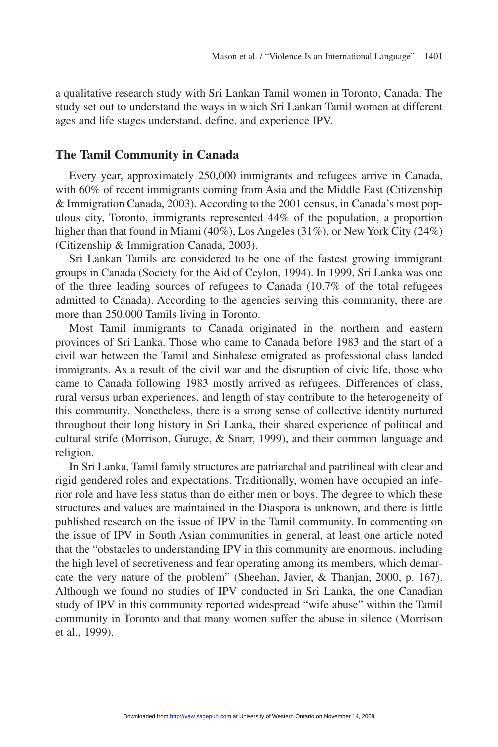a qualitative research study with Sri Lankan Tamil women in Toronto, Canada. The study set out to understand the ways in which Sri Lankan Tamil women at different ages and life stages understand, define, and experience IPV.

## The Tamil Community in Canada

Every year, approximately 250,000 immigrants and refugees arrive in Canada, with 60% of recent immigrants coming from Asia and the Middle East (Citizenship & Immigration Canada, 2003). According to the 2001 census, in Canada's most populous city, Toronto, immigrants represented 44% of the population, a proportion higher than that found in Miami (40%), Los Angeles (31%), or New York City (24%) (Citizenship & Immigration Canada, 2003).

Sri Lankan Tamils are considered to be one of the fastest growing immigrant groups in Canada (Society for the Aid of Ceylon, 1994). In 1999, Sri Lanka was one of the three leading sources of refugees to Canada (10.7% of the total refugees admitted to Canada). According to the agencies serving this community, there are more than 250,000 Tamils living in Toronto.

Most Tamil immigrants to Canada originated in the northern and eastern provinces of Sri Lanka. Those who came to Canada before 1983 and the start of a civil war between the Tamil and Sinhalese emigrated as professional class landed immigrants. As a result of the civil war and the disruption of civic life, those who came to Canada following 1983 mostly arrived as refugees. Differences of class, rural versus urban experiences, and length of stay contribute to the heterogeneity of this community. Nonetheless, there is a strong sense of collective identity nurtured throughout their long history in Sri Lanka, their shared experience of political and cultural strife (Morrison, Guruge, & Snarr, 1999), and their common language and religion.

In Sri Lanka, Tamil family structures are patriarchal and patrilineal with clear and rigid gendered roles and expectations. Traditionally, women have occupied an inferior role and have less status than do either men or boys. The degree to which these structures and values are maintained in the Diaspora is unknown, and there is little published research on the issue of IPV in the Tamil community. In commenting on the issue of IPV in South Asian communities in general, at least one article noted that the "obstacles to understanding IPV in this community are enormous, including the high level of secretiveness and fear operating among its members, which demarcate the very nature of the problem" (Sheehan, Javier, & Thanjan, 2000, p. 167). Although we found no studies of IPV conducted in Sri Lanka, the one Canadian study of IPV in this community reported widespread "wife abuse" within the Tamil community in Toronto and that many women suffer the abuse in silence (Morrison et al., 1999).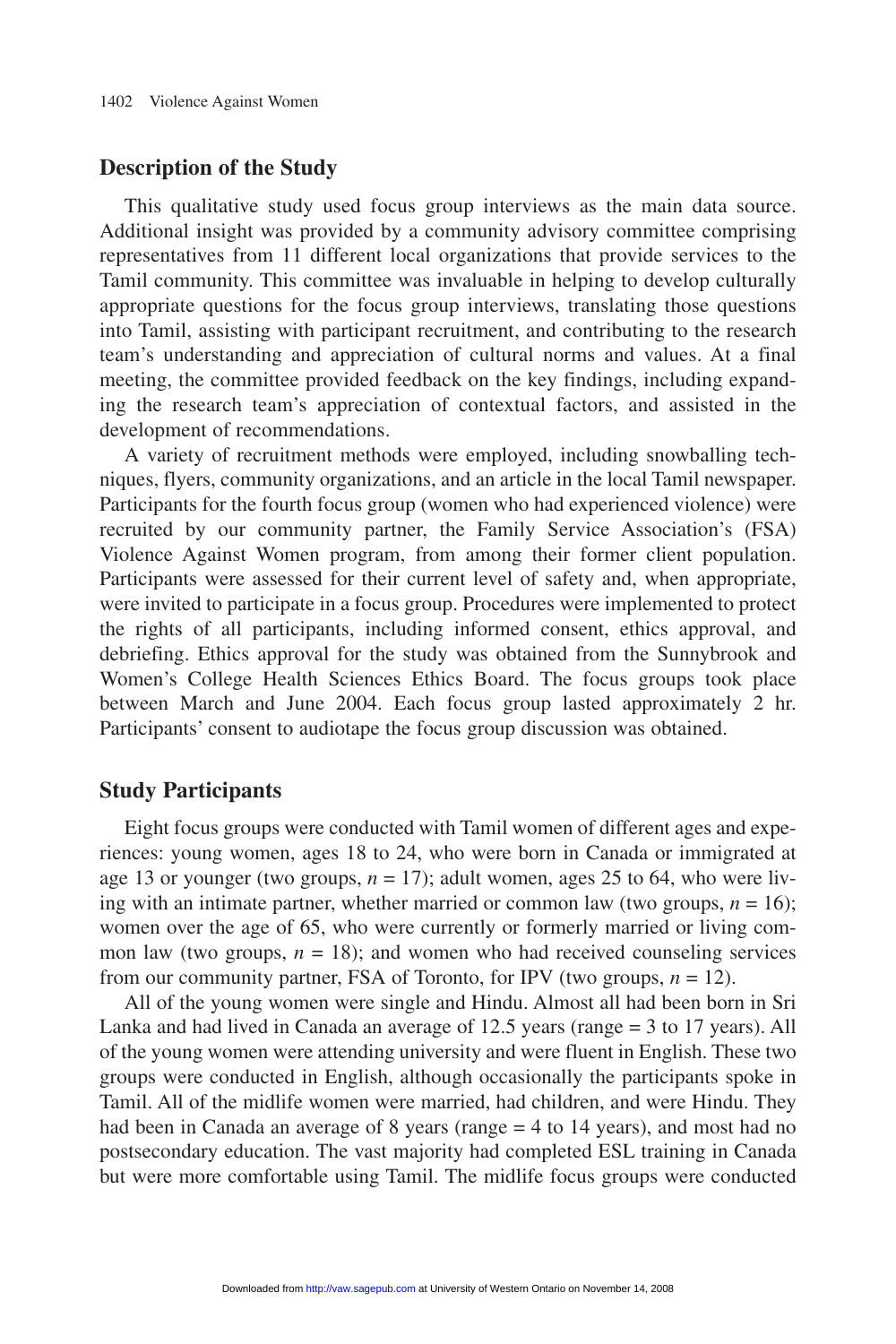## Description of the Study

This qualitative study used focus group interviews as the main data source. Additional insight was provided by a community advisory committee comprising representatives from 11 different local organizations that provide services to the Tamil community. This committee was invaluable in helping to develop culturally appropriate questions for the focus group interviews, translating those questions into Tamil, assisting with participant recruitment, and contributing to the research team's understanding and appreciation of cultural norms and values. At a final meeting, the committee provided feedback on the key findings, including expanding the research team's appreciation of contextual factors, and assisted in the development of recommendations.

A variety of recruitment methods were employed, including snowballing techniques, flyers, community organizations, and an article in the local Tamil newspaper. Participants for the fourth focus group (women who had experienced violence) were recruited by our community partner, the Family Service Association's (FSA) Violence Against Women program, from among their former client population. Participants were assessed for their current level of safety and, when appropriate, were invited to participate in a focus group. Procedures were implemented to protect the rights of all participants, including informed consent, ethics approval, and debriefing. Ethics approval for the study was obtained from the Sunnybrook and Women's College Health Sciences Ethics Board. The focus groups took place between March and June 2004. Each focus group lasted approximately 2 hr. Participants' consent to audiotape the focus group discussion was obtained.

## Study Participants

Eight focus groups were conducted with Tamil women of different ages and experiences: young women, ages 18 to 24, who were born in Canada or immigrated at age 13 or younger (two groups, $n = 17$); adult women, ages 25 to 64, who were living with an intimate partner, whether married or common law (two groups, $n = 16$); women over the age of 65, who were currently or formerly married or living common law (two groups, $n = 18$); and women who had received counseling services from our community partner, FSA of Toronto, for IPV (two groups, $n = 12$).

All of the young women were single and Hindu. Almost all had been born in Sri Lanka and had lived in Canada an average of 12.5 years (range = 3 to 17 years). All of the young women were attending university and were fluent in English. These two groups were conducted in English, although occasionally the participants spoke in Tamil. All of the midlife women were married, had children, and were Hindu. They had been in Canada an average of 8 years (range = 4 to 14 years), and most had no postsecondary education. The vast majority had completed ESL training in Canada but were more comfortable using Tamil. The midlife focus groups were conducted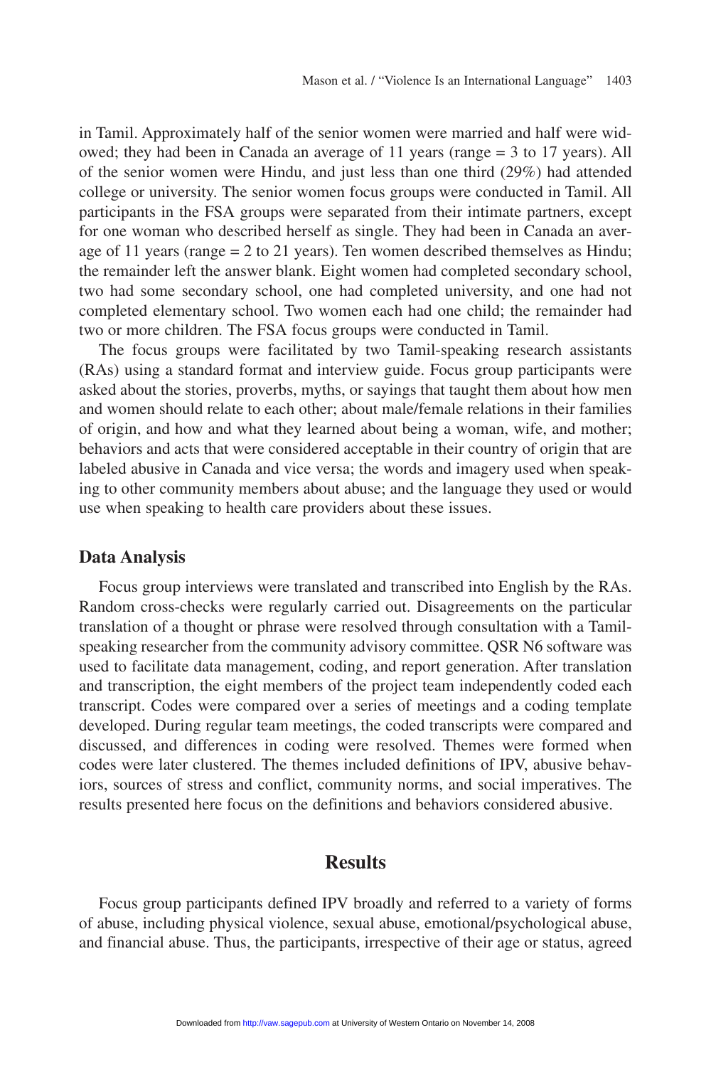in Tamil. Approximately half of the senior women were married and half were widowed; they had been in Canada an average of 11 years (range = 3 to 17 years). All of the senior women were Hindu, and just less than one third (29%) had attended college or university. The senior women focus groups were conducted in Tamil. All participants in the FSA groups were separated from their intimate partners, except for one woman who described herself as single. They had been in Canada an average of 11 years (range = 2 to 21 years). Ten women described themselves as Hindu; the remainder left the answer blank. Eight women had completed secondary school, two had some secondary school, one had completed university, and one had not completed elementary school. Two women each had one child; the remainder had two or more children. The FSA focus groups were conducted in Tamil.

The focus groups were facilitated by two Tamil-speaking research assistants (RAs) using a standard format and interview guide. Focus group participants were asked about the stories, proverbs, myths, or sayings that taught them about how men and women should relate to each other; about male/female relations in their families of origin, and how and what they learned about being a woman, wife, and mother; behaviors and acts that were considered acceptable in their country of origin that are labeled abusive in Canada and vice versa; the words and imagery used when speaking to other community members about abuse; and the language they used or would use when speaking to health care providers about these issues.

### Data Analysis

Focus group interviews were translated and transcribed into English by the RAs. Random cross-checks were regularly carried out. Disagreements on the particular translation of a thought or phrase were resolved through consultation with a Tamil-speaking researcher from the community advisory committee. QSR N6 software was used to facilitate data management, coding, and report generation. After translation and transcription, the eight members of the project team independently coded each transcript. Codes were compared over a series of meetings and a coding template developed. During regular team meetings, the coded transcripts were compared and discussed, and differences in coding were resolved. Themes were formed when codes were later clustered. The themes included definitions of IPV, abusive behaviors, sources of stress and conflict, community norms, and social imperatives. The results presented here focus on the definitions and behaviors considered abusive.

## Results

Focus group participants defined IPV broadly and referred to a variety of forms of abuse, including physical violence, sexual abuse, emotional/psychological abuse, and financial abuse. Thus, the participants, irrespective of their age or status, agreed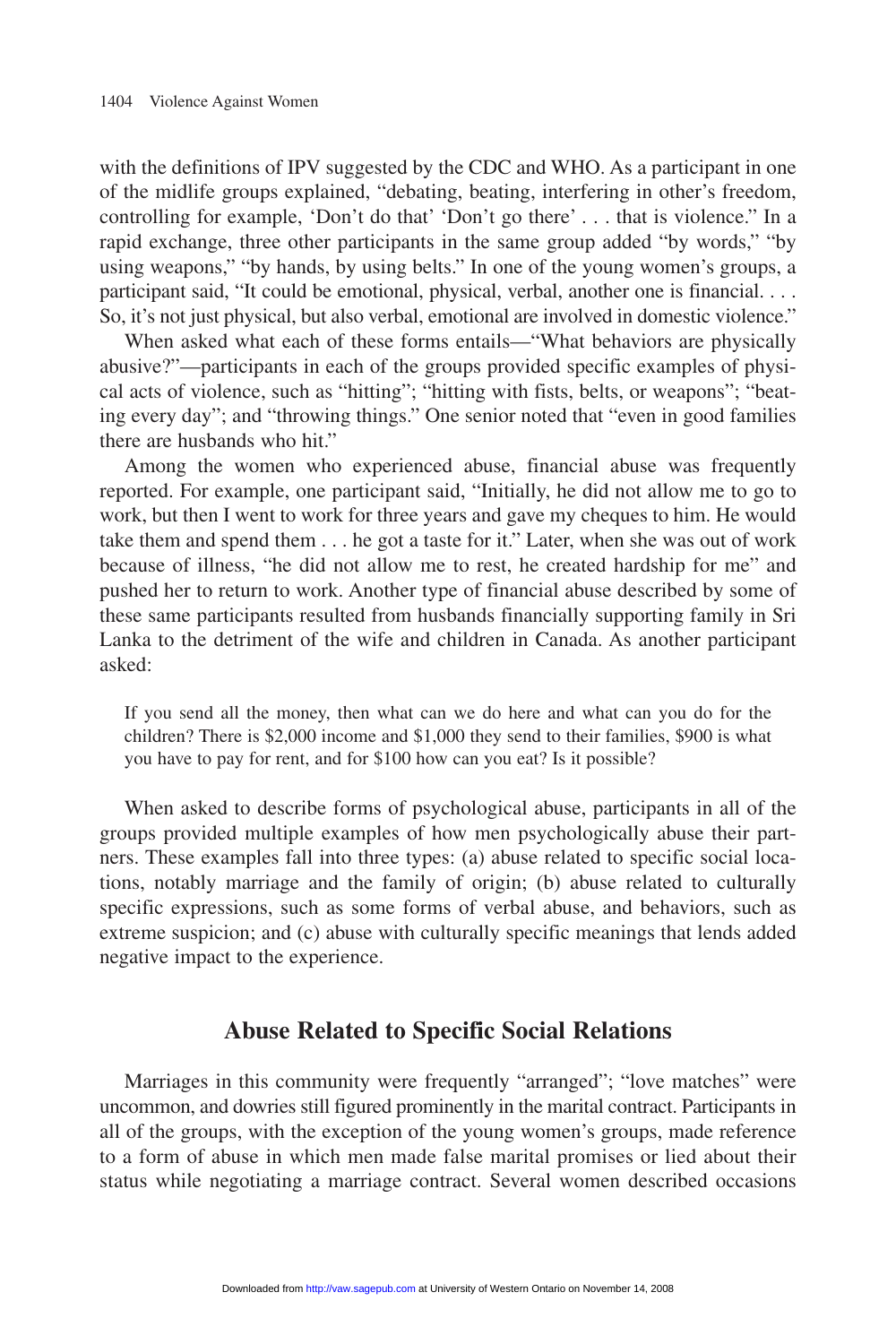with the definitions of IPV suggested by the CDC and WHO. As a participant in one of the midlife groups explained, "debating, beating, interfering in other's freedom, controlling for example, 'Don't do that' 'Don't go there' . . . that is violence." In a rapid exchange, three other participants in the same group added "by words," "by using weapons," "by hands, by using belts." In one of the young women's groups, a participant said, "It could be emotional, physical, verbal, another one is financial. . . . So, it's not just physical, but also verbal, emotional are involved in domestic violence."

When asked what each of these forms entails—"What behaviors are physically abusive?"—participants in each of the groups provided specific examples of physical acts of violence, such as "hitting"; "hitting with fists, belts, or weapons"; "beating every day"; and "throwing things." One senior noted that "even in good families there are husbands who hit."

Among the women who experienced abuse, financial abuse was frequently reported. For example, one participant said, "Initially, he did not allow me to go to work, but then I went to work for three years and gave my cheques to him. He would take them and spend them . . . he got a taste for it." Later, when she was out of work because of illness, "he did not allow me to rest, he created hardship for me" and pushed her to return to work. Another type of financial abuse described by some of these same participants resulted from husbands financially supporting family in Sri Lanka to the detriment of the wife and children in Canada. As another participant asked:

> If you send all the money, then what can we do here and what can you do for the children? There is $2,000 income and $1,000 they send to their families, $900 is what you have to pay for rent, and for $100 how can you eat? Is it possible?

When asked to describe forms of psychological abuse, participants in all of the groups provided multiple examples of how men psychologically abuse their partners. These examples fall into three types: (a) abuse related to specific social locations, notably marriage and the family of origin; (b) abuse related to culturally specific expressions, such as some forms of verbal abuse, and behaviors, such as extreme suspicion; and (c) abuse with culturally specific meanings that lends added negative impact to the experience.

## Abuse Related to Specific Social Relations

Marriages in this community were frequently "arranged"; "love matches" were uncommon, and dowries still figured prominently in the marital contract. Participants in all of the groups, with the exception of the young women's groups, made reference to a form of abuse in which men made false marital promises or lied about their status while negotiating a marriage contract. Several women described occasions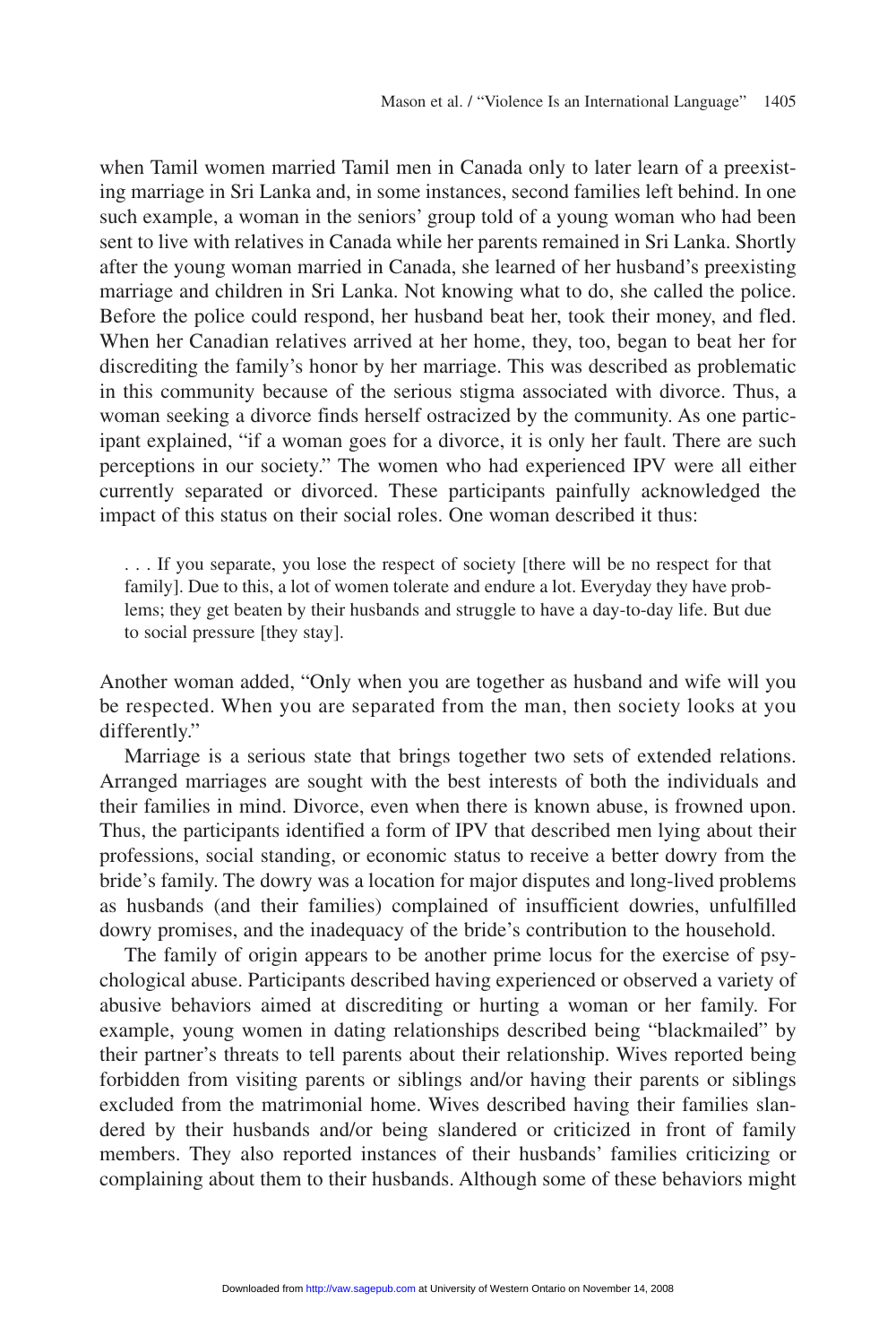when Tamil women married Tamil men in Canada only to later learn of a preexisting marriage in Sri Lanka and, in some instances, second families left behind. In one such example, a woman in the seniors' group told of a young woman who had been sent to live with relatives in Canada while her parents remained in Sri Lanka. Shortly after the young woman married in Canada, she learned of her husband's preexisting marriage and children in Sri Lanka. Not knowing what to do, she called the police. Before the police could respond, her husband beat her, took their money, and fled. When her Canadian relatives arrived at her home, they, too, began to beat her for discrediting the family's honor by her marriage. This was described as problematic in this community because of the serious stigma associated with divorce. Thus, a woman seeking a divorce finds herself ostracized by the community. As one participant explained, "if a woman goes for a divorce, it is only her fault. There are such perceptions in our society." The women who had experienced IPV were all either currently separated or divorced. These participants painfully acknowledged the impact of this status on their social roles. One woman described it thus:

> . . . If you separate, you lose the respect of society [there will be no respect for that family]. Due to this, a lot of women tolerate and endure a lot. Everyday they have problems; they get beaten by their husbands and struggle to have a day-to-day life. But due to social pressure [they stay].

Another woman added, "Only when you are together as husband and wife will you be respected. When you are separated from the man, then society looks at you differently."

Marriage is a serious state that brings together two sets of extended relations. Arranged marriages are sought with the best interests of both the individuals and their families in mind. Divorce, even when there is known abuse, is frowned upon. Thus, the participants identified a form of IPV that described men lying about their professions, social standing, or economic status to receive a better dowry from the bride's family. The dowry was a location for major disputes and long-lived problems as husbands (and their families) complained of insufficient dowries, unfulfilled dowry promises, and the inadequacy of the bride's contribution to the household.

The family of origin appears to be another prime locus for the exercise of psychological abuse. Participants described having experienced or observed a variety of abusive behaviors aimed at discrediting or hurting a woman or her family. For example, young women in dating relationships described being "blackmailed" by their partner's threats to tell parents about their relationship. Wives reported being forbidden from visiting parents or siblings and/or having their parents or siblings excluded from the matrimonial home. Wives described having their families slandered by their husbands and/or being slandered or criticized in front of family members. They also reported instances of their husbands' families criticizing or complaining about them to their husbands. Although some of these behaviors might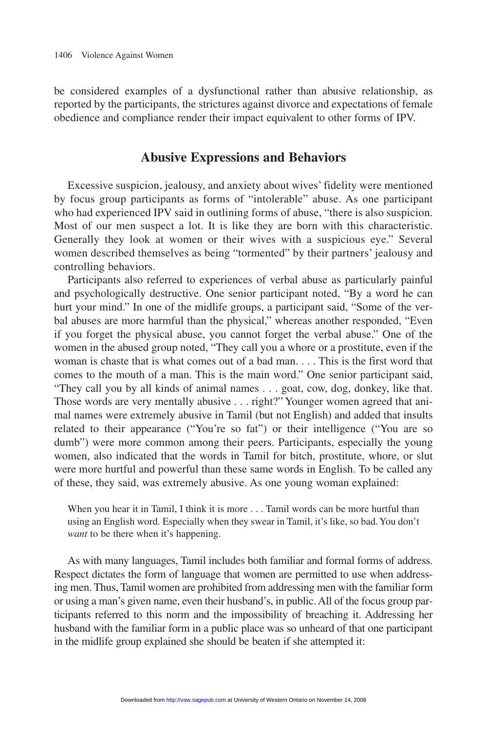be considered examples of a dysfunctional rather than abusive relationship, as reported by the participants, the strictures against divorce and expectations of female obedience and compliance render their impact equivalent to other forms of IPV.

## Abusive Expressions and Behaviors

Excessive suspicion, jealousy, and anxiety about wives' fidelity were mentioned by focus group participants as forms of "intolerable" abuse. As one participant who had experienced IPV said in outlining forms of abuse, "there is also suspicion. Most of our men suspect a lot. It is like they are born with this characteristic. Generally they look at women or their wives with a suspicious eye." Several women described themselves as being "tormented" by their partners' jealousy and controlling behaviors.

Participants also referred to experiences of verbal abuse as particularly painful and psychologically destructive. One senior participant noted, "By a word he can hurt your mind." In one of the midlife groups, a participant said, "Some of the verbal abuses are more harmful than the physical," whereas another responded, "Even if you forget the physical abuse, you cannot forget the verbal abuse." One of the women in the abused group noted, "They call you a whore or a prostitute, even if the woman is chaste that is what comes out of a bad man. . . . This is the first word that comes to the mouth of a man. This is the main word." One senior participant said, "They call you by all kinds of animal names . . . goat, cow, dog, donkey, like that. Those words are very mentally abusive . . . right?" Younger women agreed that animal names were extremely abusive in Tamil (but not English) and added that insults related to their appearance ("You're so fat") or their intelligence ("You are so dumb") were more common among their peers. Participants, especially the young women, also indicated that the words in Tamil for bitch, prostitute, whore, or slut were more hurtful and powerful than these same words in English. To be called any of these, they said, was extremely abusive. As one young woman explained:

> When you hear it in Tamil, I think it is more . . . Tamil words can be more hurtful than using an English word. Especially when they swear in Tamil, it's like, so bad. You don't *want* to be there when it's happening.

As with many languages, Tamil includes both familiar and formal forms of address. Respect dictates the form of language that women are permitted to use when addressing men. Thus, Tamil women are prohibited from addressing men with the familiar form or using a man's given name, even their husband's, in public. All of the focus group participants referred to this norm and the impossibility of breaching it. Addressing her husband with the familiar form in a public place was so unheard of that one participant in the midlife group explained she should be beaten if she attempted it: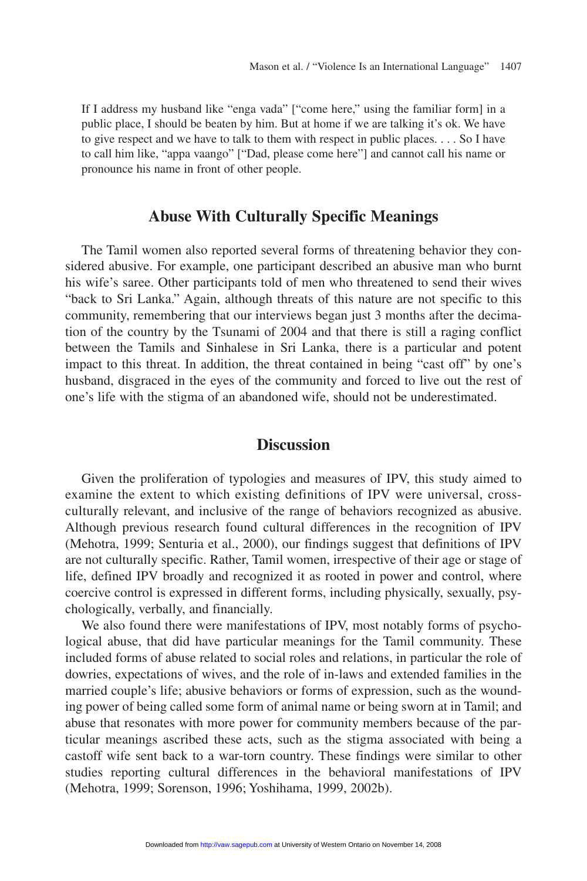> If I address my husband like "enga vada" ["come here," using the familiar form] in a public place, I should be beaten by him. But at home if we are talking it's ok. We have to give respect and we have to talk to them with respect in public places. . . . So I have to call him like, "appa vaango" ["Dad, please come here"] and cannot call his name or pronounce his name in front of other people.

## Abuse With Culturally Specific Meanings

The Tamil women also reported several forms of threatening behavior they considered abusive. For example, one participant described an abusive man who burnt his wife's saree. Other participants told of men who threatened to send their wives "back to Sri Lanka." Again, although threats of this nature are not specific to this community, remembering that our interviews began just 3 months after the decimation of the country by the Tsunami of 2004 and that there is still a raging conflict between the Tamils and Sinhalese in Sri Lanka, there is a particular and potent impact to this threat. In addition, the threat contained in being "cast off" by one's husband, disgraced in the eyes of the community and forced to live out the rest of one's life with the stigma of an abandoned wife, should not be underestimated.

# Discussion

Given the proliferation of typologies and measures of IPV, this study aimed to examine the extent to which existing definitions of IPV were universal, cross-culturally relevant, and inclusive of the range of behaviors recognized as abusive. Although previous research found cultural differences in the recognition of IPV (Mehotra, 1999; Senturia et al., 2000), our findings suggest that definitions of IPV are not culturally specific. Rather, Tamil women, irrespective of their age or stage of life, defined IPV broadly and recognized it as rooted in power and control, where coercive control is expressed in different forms, including physically, sexually, psychologically, verbally, and financially.

We also found there were manifestations of IPV, most notably forms of psychological abuse, that did have particular meanings for the Tamil community. These included forms of abuse related to social roles and relations, in particular the role of dowries, expectations of wives, and the role of in-laws and extended families in the married couple's life; abusive behaviors or forms of expression, such as the wounding power of being called some form of animal name or being sworn at in Tamil; and abuse that resonates with more power for community members because of the particular meanings ascribed these acts, such as the stigma associated with being a castoff wife sent back to a war-torn country. These findings were similar to other studies reporting cultural differences in the behavioral manifestations of IPV (Mehotra, 1999; Sorenson, 1996; Yoshihama, 1999, 2002b).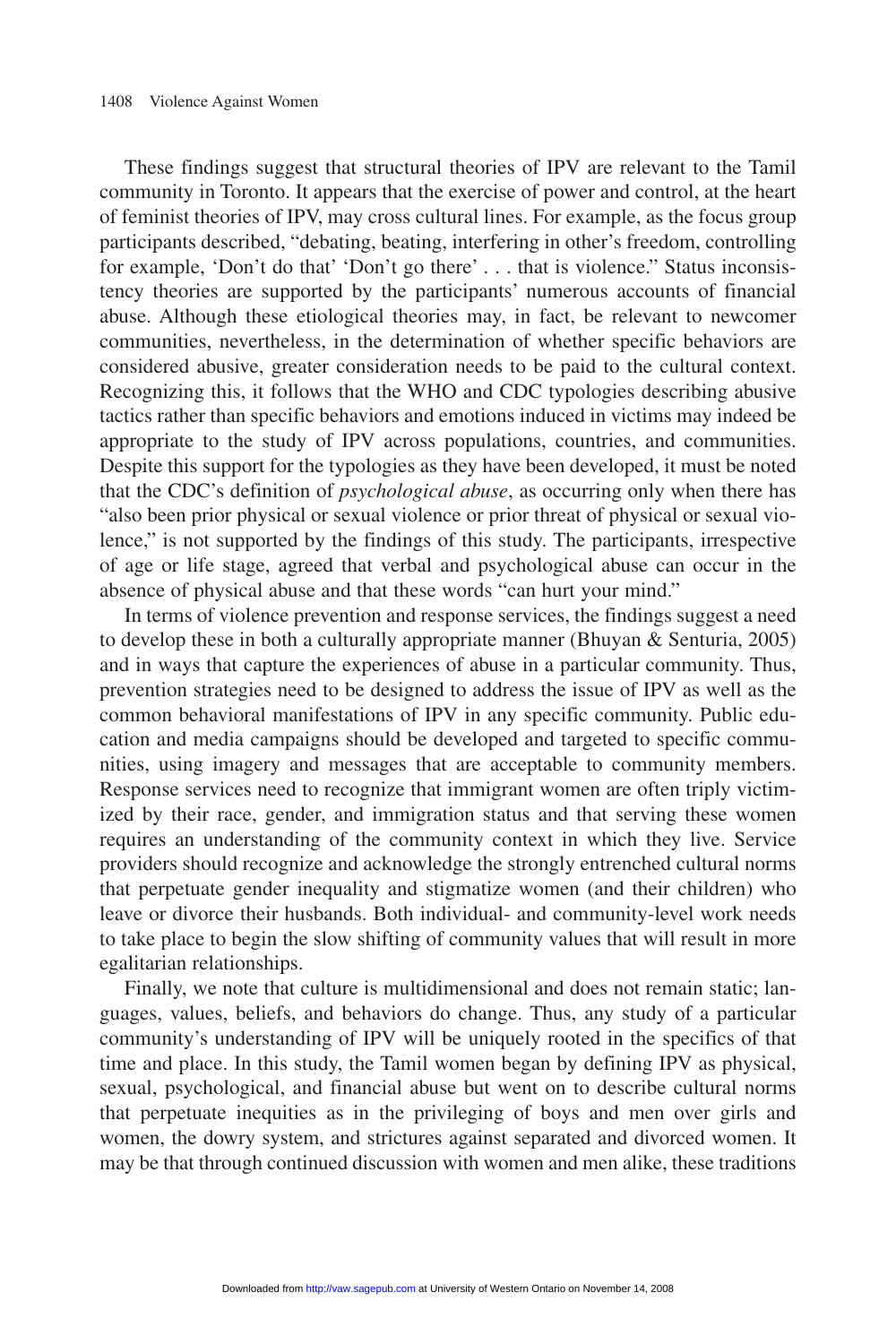These findings suggest that structural theories of IPV are relevant to the Tamil community in Toronto. It appears that the exercise of power and control, at the heart of feminist theories of IPV, may cross cultural lines. For example, as the focus group participants described, "debating, beating, interfering in other's freedom, controlling for example, 'Don't do that' 'Don't go there' . . . that is violence." Status inconsistency theories are supported by the participants' numerous accounts of financial abuse. Although these etiological theories may, in fact, be relevant to newcomer communities, nevertheless, in the determination of whether specific behaviors are considered abusive, greater consideration needs to be paid to the cultural context. Recognizing this, it follows that the WHO and CDC typologies describing abusive tactics rather than specific behaviors and emotions induced in victims may indeed be appropriate to the study of IPV across populations, countries, and communities. Despite this support for the typologies as they have been developed, it must be noted that the CDC's definition of *psychological abuse*, as occurring only when there has "also been prior physical or sexual violence or prior threat of physical or sexual violence," is not supported by the findings of this study. The participants, irrespective of age or life stage, agreed that verbal and psychological abuse can occur in the absence of physical abuse and that these words "can hurt your mind."

In terms of violence prevention and response services, the findings suggest a need to develop these in both a culturally appropriate manner (Bhuyan & Senturia, 2005) and in ways that capture the experiences of abuse in a particular community. Thus, prevention strategies need to be designed to address the issue of IPV as well as the common behavioral manifestations of IPV in any specific community. Public education and media campaigns should be developed and targeted to specific communities, using imagery and messages that are acceptable to community members. Response services need to recognize that immigrant women are often triply victimized by their race, gender, and immigration status and that serving these women requires an understanding of the community context in which they live. Service providers should recognize and acknowledge the strongly entrenched cultural norms that perpetuate gender inequality and stigmatize women (and their children) who leave or divorce their husbands. Both individual- and community-level work needs to take place to begin the slow shifting of community values that will result in more egalitarian relationships.

Finally, we note that culture is multidimensional and does not remain static; languages, values, beliefs, and behaviors do change. Thus, any study of a particular community's understanding of IPV will be uniquely rooted in the specifics of that time and place. In this study, the Tamil women began by defining IPV as physical, sexual, psychological, and financial abuse but went on to describe cultural norms that perpetuate inequities as in the privileging of boys and men over girls and women, the dowry system, and strictures against separated and divorced women. It may be that through continued discussion with women and men alike, these traditions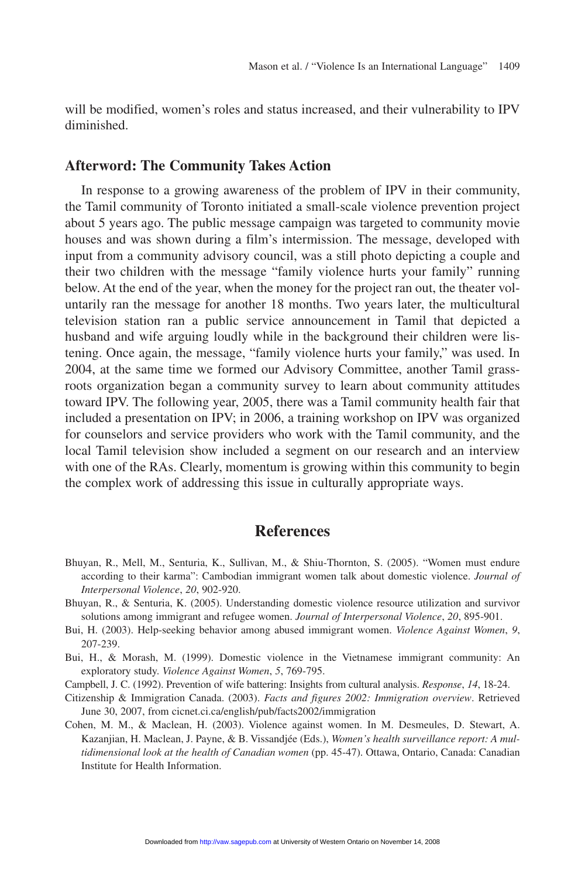will be modified, women's roles and status increased, and their vulnerability to IPV diminished.

## Afterword: The Community Takes Action

In response to a growing awareness of the problem of IPV in their community, the Tamil community of Toronto initiated a small-scale violence prevention project about 5 years ago. The public message campaign was targeted to community movie houses and was shown during a film's intermission. The message, developed with input from a community advisory council, was a still photo depicting a couple and their two children with the message "family violence hurts your family" running below. At the end of the year, when the money for the project ran out, the theater voluntarily ran the message for another 18 months. Two years later, the multicultural television station ran a public service announcement in Tamil that depicted a husband and wife arguing loudly while in the background their children were listening. Once again, the message, "family violence hurts your family," was used. In 2004, at the same time we formed our Advisory Committee, another Tamil grassroots organization began a community survey to learn about community attitudes toward IPV. The following year, 2005, there was a Tamil community health fair that included a presentation on IPV; in 2006, a training workshop on IPV was organized for counselors and service providers who work with the Tamil community, and the local Tamil television show included a segment on our research and an interview with one of the RAs. Clearly, momentum is growing within this community to begin the complex work of addressing this issue in culturally appropriate ways.

# References

Bhuyan, R., Mell, M., Senturia, K., Sullivan, M., & Shiu-Thornton, S. (2005). "Women must endure according to their karma": Cambodian immigrant women talk about domestic violence. *Journal of Interpersonal Violence*, *20*, 902-920.

Bhuyan, R., & Senturia, K. (2005). Understanding domestic violence resource utilization and survivor solutions among immigrant and refugee women. *Journal of Interpersonal Violence*, *20*, 895-901.

Bui, H. (2003). Help-seeking behavior among abused immigrant women. *Violence Against Women*, *9*, 207-239.

Bui, H., & Morash, M. (1999). Domestic violence in the Vietnamese immigrant community: An exploratory study. *Violence Against Women*, *5*, 769-795.

Campbell, J. C. (1992). Prevention of wife battering: Insights from cultural analysis. *Response*, *14*, 18-24.

Citizenship & Immigration Canada. (2003). *Facts and figures 2002: Immigration overview*. Retrieved June 30, 2007, from cicnet.ci.ca/english/pub/facts2002/immigration

Cohen, M. M., & Maclean, H. (2003). Violence against women. In M. Desmeules, D. Stewart, A. Kazanjian, H. Maclean, J. Payne, & B. Vissandjée (Eds.), *Women's health surveillance report: A multidimensional look at the health of Canadian women* (pp. 45-47). Ottawa, Ontario, Canada: Canadian Institute for Health Information.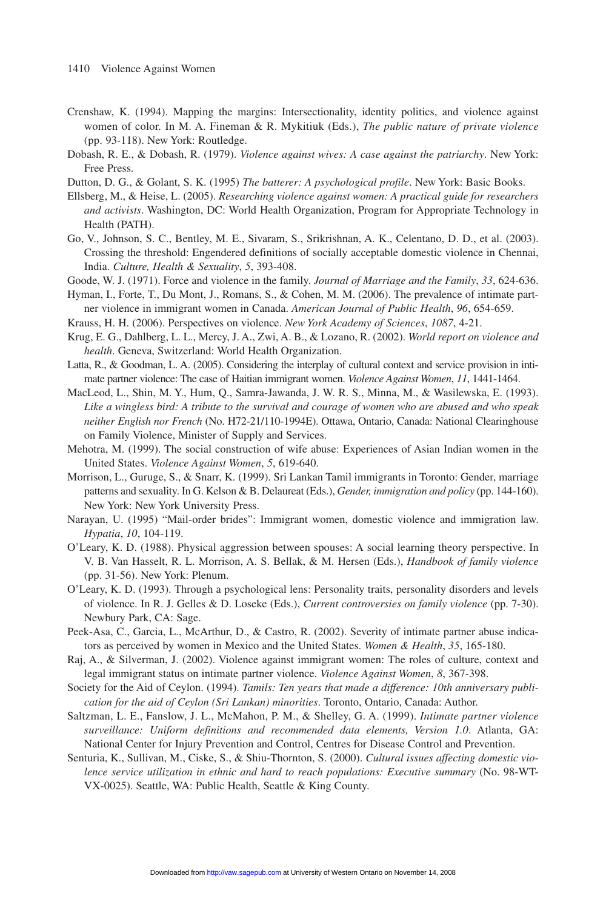Crenshaw, K. (1994). Mapping the margins: Intersectionality, identity politics, and violence against women of color. In M. A. Fineman & R. Mykitiuk (Eds.), *The public nature of private violence* (pp. 93-118). New York: Routledge.

Dobash, R. E., & Dobash, R. (1979). *Violence against wives: A case against the patriarchy*. New York: Free Press.

Dutton, D. G., & Golant, S. K. (1995) *The batterer: A psychological profile*. New York: Basic Books.

Ellsberg, M., & Heise, L. (2005). *Researching violence against women: A practical guide for researchers and activists*. Washington, DC: World Health Organization, Program for Appropriate Technology in Health (PATH).

Go, V., Johnson, S. C., Bentley, M. E., Sivaram, S., Srikrishnan, A. K., Celentano, D. D., et al. (2003). Crossing the threshold: Engendered definitions of socially acceptable domestic violence in Chennai, India. *Culture, Health & Sexuality*, *5*, 393-408.

Goode, W. J. (1971). Force and violence in the family. *Journal of Marriage and the Family*, *33*, 624-636.

Hyman, I., Forte, T., Du Mont, J., Romans, S., & Cohen, M. M. (2006). The prevalence of intimate partner violence in immigrant women in Canada. *American Journal of Public Health*, *96*, 654-659.

Krauss, H. H. (2006). Perspectives on violence. *New York Academy of Sciences*, *1087*, 4-21.

Krug, E. G., Dahlberg, L. L., Mercy, J. A., Zwi, A. B., & Lozano, R. (2002). *World report on violence and health*. Geneva, Switzerland: World Health Organization.

Latta, R., & Goodman, L. A. (2005). Considering the interplay of cultural context and service provision in intimate partner violence: The case of Haitian immigrant women. *Violence Against Women*, *11*, 1441-1464.

MacLeod, L., Shin, M. Y., Hum, Q., Samra-Jawanda, J. W. R. S., Minna, M., & Wasilewska, E. (1993). *Like a wingless bird: A tribute to the survival and courage of women who are abused and who speak neither English nor French* (No. H72-21/110-1994E). Ottawa, Ontario, Canada: National Clearinghouse on Family Violence, Minister of Supply and Services.

Mehotra, M. (1999). The social construction of wife abuse: Experiences of Asian Indian women in the United States. *Violence Against Women*, *5*, 619-640.

Morrison, L., Guruge, S., & Snarr, K. (1999). Sri Lankan Tamil immigrants in Toronto: Gender, marriage patterns and sexuality. In G. Kelson & B. Delaureat (Eds.), *Gender, immigration and policy* (pp. 144-160). New York: New York University Press.

Narayan, U. (1995) "Mail-order brides": Immigrant women, domestic violence and immigration law. *Hypatia*, *10*, 104-119.

O'Leary, K. D. (1988). Physical aggression between spouses: A social learning theory perspective. In V. B. Van Hasselt, R. L. Morrison, A. S. Bellak, & M. Hersen (Eds.), *Handbook of family violence* (pp. 31-56). New York: Plenum.

O'Leary, K. D. (1993). Through a psychological lens: Personality traits, personality disorders and levels of violence. In R. J. Gelles & D. Loseke (Eds.), *Current controversies on family violence* (pp. 7-30). Newbury Park, CA: Sage.

Peek-Asa, C., Garcia, L., McArthur, D., & Castro, R. (2002). Severity of intimate partner abuse indicators as perceived by women in Mexico and the United States. *Women & Health*, *35*, 165-180.

Raj, A., & Silverman, J. (2002). Violence against immigrant women: The roles of culture, context and legal immigrant status on intimate partner violence. *Violence Against Women*, *8*, 367-398.

Society for the Aid of Ceylon. (1994). *Tamils: Ten years that made a difference: 10th anniversary publication for the aid of Ceylon (Sri Lankan) minorities*. Toronto, Ontario, Canada: Author.

Saltzman, L. E., Fanslow, J. L., McMahon, P. M., & Shelley, G. A. (1999). *Intimate partner violence surveillance: Uniform definitions and recommended data elements, Version 1.0*. Atlanta, GA: National Center for Injury Prevention and Control, Centres for Disease Control and Prevention.

Senturia, K., Sullivan, M., Ciske, S., & Shiu-Thornton, S. (2000). *Cultural issues affecting domestic violence service utilization in ethnic and hard to reach populations: Executive summary* (No. 98-WT-VX-0025). Seattle, WA: Public Health, Seattle & King County.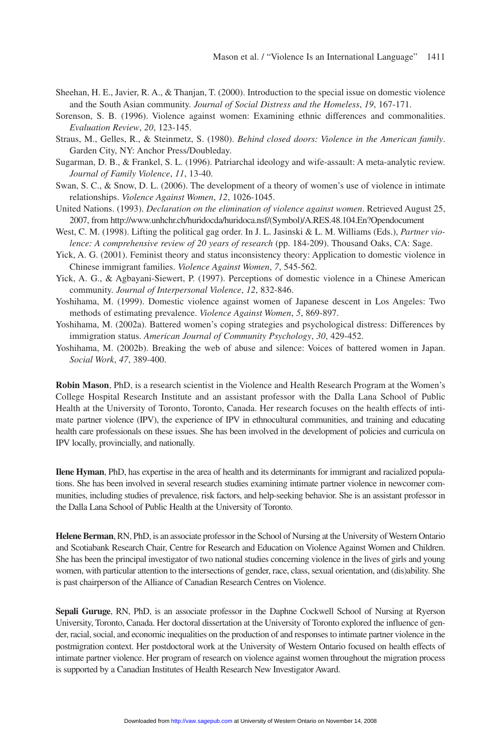Sheehan, H. E., Javier, R. A., & Thanjan, T. (2000). Introduction to the special issue on domestic violence and the South Asian community. *Journal of Social Distress and the Homeless*, *19*, 167-171.

Sorenson, S. B. (1996). Violence against women: Examining ethnic differences and commonalities. *Evaluation Review*, *20*, 123-145.

Straus, M., Gelles, R., & Steinmetz, S. (1980). *Behind closed doors: Violence in the American family*. Garden City, NY: Anchor Press/Doubleday.

Sugarman, D. B., & Frankel, S. L. (1996). Patriarchal ideology and wife-assault: A meta-analytic review. *Journal of Family Violence*, *11*, 13-40.

Swan, S. C., & Snow, D. L. (2006). The development of a theory of women's use of violence in intimate relationships. *Violence Against Women*, *12*, 1026-1045.

United Nations. (1993). *Declaration on the elimination of violence against women*. Retrieved August 25, 2007, from http://www.unhchr.ch/huridocda/huridoca.nsf/(Symbol)/A.RES.48.104.En?Opendocument

West, C. M. (1998). Lifting the political gag order. In J. L. Jasinski & L. M. Williams (Eds.), *Partner violence: A comprehensive review of 20 years of research* (pp. 184-209). Thousand Oaks, CA: Sage.

Yick, A. G. (2001). Feminist theory and status inconsistency theory: Application to domestic violence in Chinese immigrant families. *Violence Against Women*, *7*, 545-562.

Yick, A. G., & Agbayani-Siewert, P. (1997). Perceptions of domestic violence in a Chinese American community. *Journal of Interpersonal Violence*, *12*, 832-846.

Yoshihama, M. (1999). Domestic violence against women of Japanese descent in Los Angeles: Two methods of estimating prevalence. *Violence Against Women*, *5*, 869-897.

Yoshihama, M. (2002a). Battered women's coping strategies and psychological distress: Differences by immigration status. *American Journal of Community Psychology*, *30*, 429-452.

Yoshihama, M. (2002b). Breaking the web of abuse and silence: Voices of battered women in Japan. *Social Work*, *47*, 389-400.

**Robin Mason**, PhD, is a research scientist in the Violence and Health Research Program at the Women's College Hospital Research Institute and an assistant professor with the Dalla Lana School of Public Health at the University of Toronto, Toronto, Canada. Her research focuses on the health effects of intimate partner violence (IPV), the experience of IPV in ethnocultural communities, and training and educating health care professionals on these issues. She has been involved in the development of policies and curricula on IPV locally, provincially, and nationally.

**Ilene Hyman**, PhD, has expertise in the area of health and its determinants for immigrant and racialized populations. She has been involved in several research studies examining intimate partner violence in newcomer communities, including studies of prevalence, risk factors, and help-seeking behavior. She is an assistant professor in the Dalla Lana School of Public Health at the University of Toronto.

**Helene Berman**, RN, PhD, is an associate professor in the School of Nursing at the University of Western Ontario and Scotiabank Research Chair, Centre for Research and Education on Violence Against Women and Children. She has been the principal investigator of two national studies concerning violence in the lives of girls and young women, with particular attention to the intersections of gender, race, class, sexual orientation, and (dis)ability. She is past chairperson of the Alliance of Canadian Research Centres on Violence.

**Sepali Guruge**, RN, PhD, is an associate professor in the Daphne Cockwell School of Nursing at Ryerson University, Toronto, Canada. Her doctoral dissertation at the University of Toronto explored the influence of gender, racial, social, and economic inequalities on the production of and responses to intimate partner violence in the postmigration context. Her postdoctoral work at the University of Western Ontario focused on health effects of intimate partner violence. Her program of research on violence against women throughout the migration process is supported by a Canadian Institutes of Health Research New Investigator Award.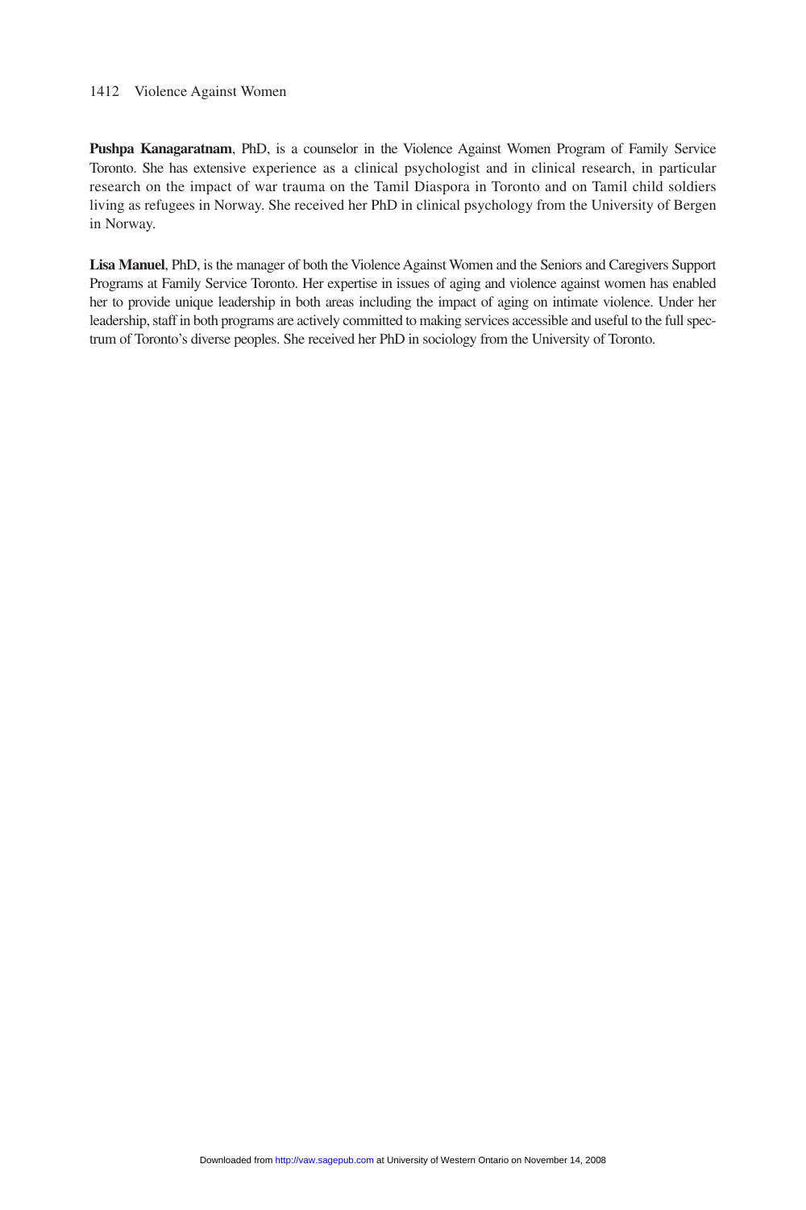**Pushpa Kanagaratnam**, PhD, is a counselor in the Violence Against Women Program of Family Service Toronto. She has extensive experience as a clinical psychologist and in clinical research, in particular research on the impact of war trauma on the Tamil Diaspora in Toronto and on Tamil child soldiers living as refugees in Norway. She received her PhD in clinical psychology from the University of Bergen in Norway.

**Lisa Manuel**, PhD, is the manager of both the Violence Against Women and the Seniors and Caregivers Support Programs at Family Service Toronto. Her expertise in issues of aging and violence against women has enabled her to provide unique leadership in both areas including the impact of aging on intimate violence. Under her leadership, staff in both programs are actively committed to making services accessible and useful to the full spectrum of Toronto's diverse peoples. She received her PhD in sociology from the University of Toronto.